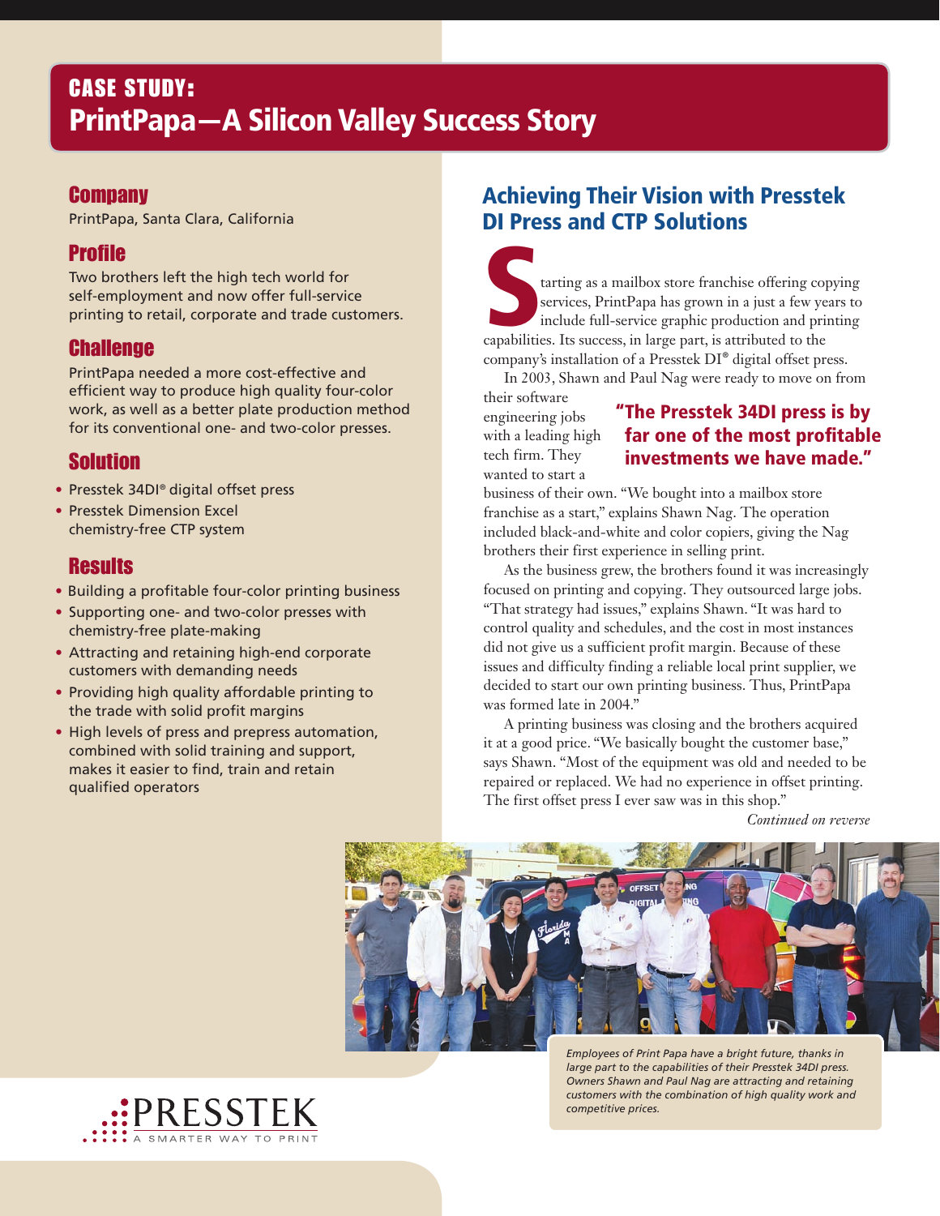# CASE STUDY: PrintPapa—A Silicon Valley Success Story

## Company

PrintPapa, Santa Clara, California

## Profile

Two brothers left the high tech world for self-employment and now offer full-service printing to retail, corporate and trade customers.

## Challenge

PrintPapa needed a more cost-effective and efficient way to produce high quality four-color work, as well as a better plate production method for its conventional one- and two-color presses.

## Solution

- Presstek 34DI® digital offset press
- Presstek Dimension Excel chemistry-free CTP system

## Results

- Building a profitable four-color printing business
- Supporting one- and two-color presses with chemistry-free plate-making
- Attracting and retaining high-end corporate customers with demanding needs
- Providing high quality affordable printing to the trade with solid profit margins
- High levels of press and prepress automation, combined with solid training and support, makes it easier to find, train and retain qualified operators

## Achieving Their Vision with Presstek DI Press and CTP Solutions

Starting as a mailbox store franchise offering copying services, PrintPapa has grown in a just a few years to include full-service graphic production and printing capabilities. Its success, in large part, is attributed to the company's installation of a Presstek DI® digital offset press.

In 2003, Shawn and Paul Nag were ready to move on from their software engineering jobs with a leading high tech firm. They wanted to start a business of their own. "We bought into a mailbox store franchise as a start," explains Shawn Nag. The operation included black-and-white and color copiers, giving the Nag brothers their first experience in selling print.

> **"The Presstek 34DI press is by far one of the most profitable investments we have made."**

As the business grew, the brothers found it was increasingly focused on printing and copying. They outsourced large jobs. "That strategy had issues," explains Shawn. "It was hard to control quality and schedules, and the cost in most instances did not give us a sufficient profit margin. Because of these issues and difficulty finding a reliable local print supplier, we decided to start our own printing business. Thus, PrintPapa was formed late in 2004."

A printing business was closing and the brothers acquired it at a good price. "We basically bought the customer base," says Shawn. "Most of the equipment was old and needed to be repaired or replaced. We had no experience in offset printing. The first offset press I ever saw was in this shop."

*Continued on reverse*

*Employees of Print Papa have a bright future, thanks in large part to the capabilities of their Presstek 34DI press. Owners Shawn and Paul Nag are attracting and retaining customers with the combination of high quality work and competitive prices.*

PRESSTEK — A SMARTER WAY TO PRINT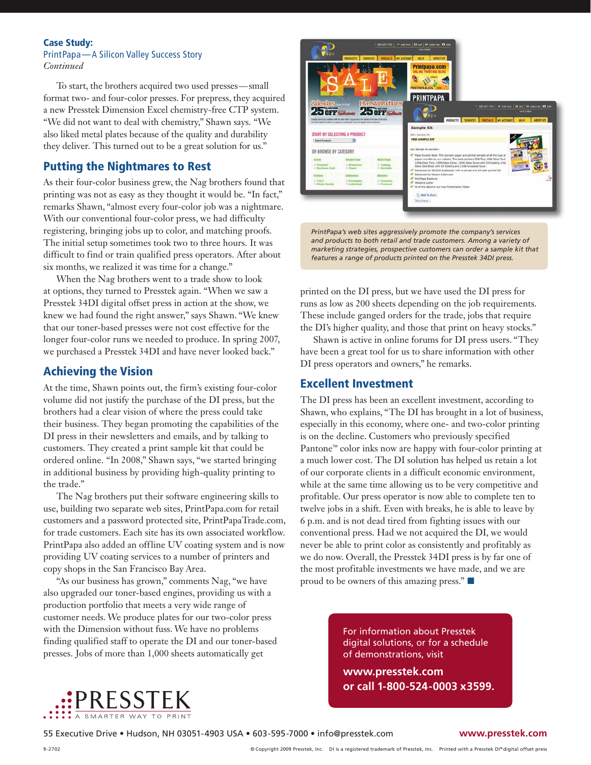**Case Study:**
PrintPapa—A Silicon Valley Success Story
*Continued*

To start, the brothers acquired two used presses—small format two- and four-color presses. For prepress, they acquired a new Presstek Dimension Excel chemistry-free CTP system. “We did not want to deal with chemistry,” Shawn says. “We also liked metal plates because of the quality and durability they deliver. This turned out to be a great solution for us.”

## Putting the Nightmares to Rest

As their four-color business grew, the Nag brothers found that printing was not as easy as they thought it would be. “In fact,” remarks Shawn, “almost every four-color job was a nightmare. With our conventional four-color press, we had difficulty registering, bringing jobs up to color, and matching proofs. The initial setup sometimes took two to three hours. It was difficult to find or train qualified press operators. After about six months, we realized it was time for a change.”

When the Nag brothers went to a trade show to look at options, they turned to Presstek again. “When we saw a Presstek 34DI digital offset press in action at the show, we knew we had found the right answer,” says Shawn. “We knew that our toner-based presses were not cost effective for the longer four-color runs we needed to produce. In spring 2007, we purchased a Presstek 34DI and have never looked back.”

## Achieving the Vision

At the time, Shawn points out, the firm’s existing four-color volume did not justify the purchase of the DI press, but the brothers had a clear vision of where the press could take their business. They began promoting the capabilities of the DI press in their newsletters and emails, and by talking to customers. They created a print sample kit that could be ordered online. “In 2008,” Shawn says, “we started bringing in additional business by providing high-quality printing to the trade.”

The Nag brothers put their software engineering skills to use, building two separate web sites, PrintPapa.com for retail customers and a password protected site, PrintPapaTrade.com, for trade customers. Each site has its own associated workflow. PrintPapa also added an offline UV coating system and is now providing UV coating services to a number of printers and copy shops in the San Francisco Bay Area.

“As our business has grown,” comments Nag, “we have also upgraded our toner-based engines, providing us with a production portfolio that meets a very wide range of customer needs. We produce plates for our two-color press with the Dimension without fuss. We have no problems finding qualified staff to operate the DI and our toner-based presses. Jobs of more than 1,000 sheets automatically get printed on the DI press, but we have used the DI press for runs as low as 200 sheets depending on the job requirements. These include ganged orders for the trade, jobs that require the DI’s higher quality, and those that print on heavy stocks.”

*PrintPapa’s web sites aggressively promote the company’s services and products to both retail and trade customers. Among a variety of marketing strategies, prospective customers can order a sample kit that features a range of products printed on the Presstek 34DI press.*

Shawn is active in online forums for DI press users. “They have been a great tool for us to share information with other DI press operators and owners,” he remarks.

## Excellent Investment

The DI press has been an excellent investment, according to Shawn, who explains, “The DI has brought in a lot of business, especially in this economy, where one- and two-color printing is on the decline. Customers who previously specified Pantone™ color inks now are happy with four-color printing at a much lower cost. The DI solution has helped us retain a lot of our corporate clients in a difficult economic environment, while at the same time allowing us to be very competitive and profitable. Our press operator is now able to complete ten to twelve jobs in a shift. Even with breaks, he is able to leave by 6 p.m. and is not dead tired from fighting issues with our conventional press. Had we not acquired the DI, we would never be able to print color as consistently and profitably as we do now. Overall, the Presstek 34DI press is by far one of the most profitable investments we have made, and we are proud to be owners of this amazing press.” ■

For information about Presstek digital solutions, or for a schedule of demonstrations, visit

**www.presstek.com**
**or call 1-800-524-0003 x3599.**

PRESSTEK
A SMARTER WAY TO PRINT

55 Executive Drive • Hudson, NH 03051-4903 USA • 603-595-7000 • info@presstek.com

www.presstek.com

9-2702

© Copyright 2009 Presstek, Inc. DI is a registered trademark of Presstek, Inc. Printed with a Presstek DI® digital offset press